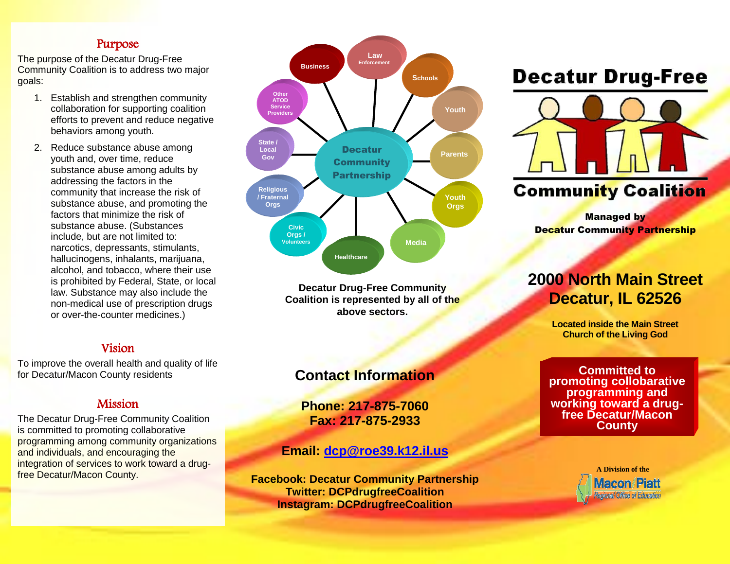## Purpose

The purpose of the Decatur Drug-Free Community Coalition is to address two major goals:

1. Establish and strengthen community collaboration for supporting coalition efforts to prevent and reduce negative behaviors among youth.
2. Reduce substance abuse among youth and, over time, reduce substance abuse among adults by addressing the factors in the community that increase the risk of substance abuse, and promoting the factors that minimize the risk of substance abuse. (Substances include, but are not limited to: narcotics, depressants, stimulants, hallucinogens, inhalants, marijuana, alcohol, and tobacco, where their use is prohibited by Federal, State, or local law. Substance may also include the non-medical use of prescription drugs or over-the-counter medicines.)

## Vision

To improve the overall health and quality of life for Decatur/Macon County residents

## Mission

The Decatur Drug-Free Community Coalition is committed to promoting collaborative programming among community organizations and individuals, and encouraging the integration of services to work toward a drug-free Decatur/Macon County.

**Decatur Community Partnership**

- Business
- Law Enforcement
- Schools
- Youth
- Parents
- Youth Orgs
- Media
- Healthcare
- Civic Orgs / Volunteers
- Religious / Fraternal Orgs
- State / Local Gov
- Other ATOD Service Providers

**Decatur Drug-Free Community Coalition is represented by all of the above sectors.**

## Contact Information

**Phone: 217-875-7060**
**Fax: 217-875-2933**

**Email: dcp@roe39.k12.il.us**

**Facebook: Decatur Community Partnership**
**Twitter: DCPdrugfreeCoalition**
**Instagram: DCPdrugfreeCoalition**

# Decatur Drug-Free Community Coalition

**Managed by**
**Decatur Community Partnership**

## 2000 North Main Street Decatur, IL 62526

**Located inside the Main Street Church of the Living God**

**Committed to promoting collobarative programming and working toward a drug-free Decatur/Macon County**

A Division of the Macon Piatt Regional Office of Education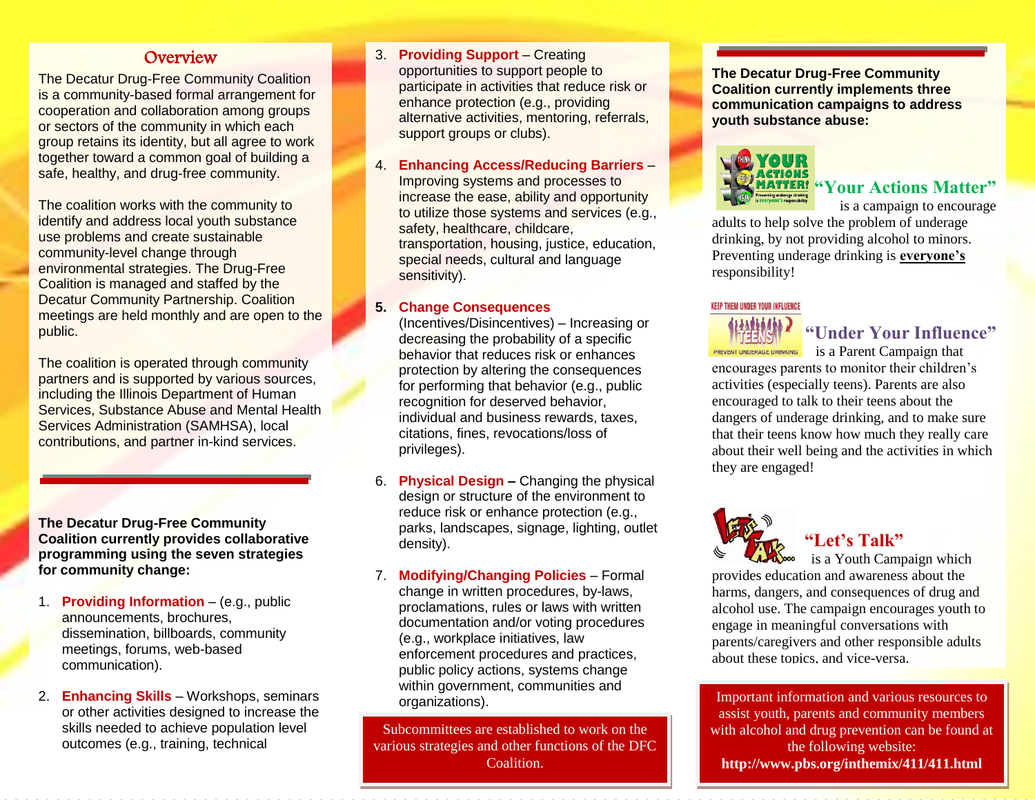## Overview

The Decatur Drug-Free Community Coalition is a community-based formal arrangement for cooperation and collaboration among groups or sectors of the community in which each group retains its identity, but all agree to work together toward a common goal of building a safe, healthy, and drug-free community.

The coalition works with the community to identify and address local youth substance use problems and create sustainable community-level change through environmental strategies. The Drug-Free Coalition is managed and staffed by the Decatur Community Partnership. Coalition meetings are held monthly and are open to the public.

The coalition is operated through community partners and is supported by various sources, including the Illinois Department of Human Services, Substance Abuse and Mental Health Services Administration (SAMHSA), local contributions, and partner in-kind services.

**The Decatur Drug-Free Community Coalition currently provides collaborative programming using the seven strategies for community change:**

1. **Providing Information** – (e.g., public announcements, brochures, dissemination, billboards, community meetings, forums, web-based communication).
2. **Enhancing Skills** – Workshops, seminars or other activities designed to increase the skills needed to achieve population level outcomes (e.g., training, technical
3. **Providing Support** – Creating opportunities to support people to participate in activities that reduce risk or enhance protection (e.g., providing alternative activities, mentoring, referrals, support groups or clubs).
4. **Enhancing Access/Reducing Barriers** – Improving systems and processes to increase the ease, ability and opportunity to utilize those systems and services (e.g., safety, healthcare, childcare, transportation, housing, justice, education, special needs, cultural and language sensitivity).
5. **Change Consequences** (Incentives/Disincentives) – Increasing or decreasing the probability of a specific behavior that reduces risk or enhances protection by altering the consequences for performing that behavior (e.g., public recognition for deserved behavior, individual and business rewards, taxes, citations, fines, revocations/loss of privileges).
6. **Physical Design** – Changing the physical design or structure of the environment to reduce risk or enhance protection (e.g., parks, landscapes, signage, lighting, outlet density).
7. **Modifying/Changing Policies** – Formal change in written procedures, by-laws, proclamations, rules or laws with written documentation and/or voting procedures (e.g., workplace initiatives, law enforcement procedures and practices, public policy actions, systems change within government, communities and organizations).

Subcommittees are established to work on the various strategies and other functions of the DFC Coalition.

**The Decatur Drug-Free Community Coalition currently implements three communication campaigns to address youth substance abuse:**

### "Your Actions Matter"

"Your Actions Matter" is a campaign to encourage adults to help solve the problem of underage drinking, by not providing alcohol to minors. Preventing underage drinking is **everyone's** responsibility!

### "Under Your Influence"

"Under Your Influence" is a Parent Campaign that encourages parents to monitor their children's activities (especially teens). Parents are also encouraged to talk to their teens about the dangers of underage drinking, and to make sure that their teens know how much they really care about their well being and the activities in which they are engaged!

### "Let's Talk"

"Let's Talk" is a Youth Campaign which provides education and awareness about the harms, dangers, and consequences of drug and alcohol use. The campaign encourages youth to engage in meaningful conversations with parents/caregivers and other responsible adults about these topics, and vice-versa.

Important information and various resources to assist youth, parents and community members with alcohol and drug prevention can be found at the following website:
**http://www.pbs.org/inthemix/411/411.html**